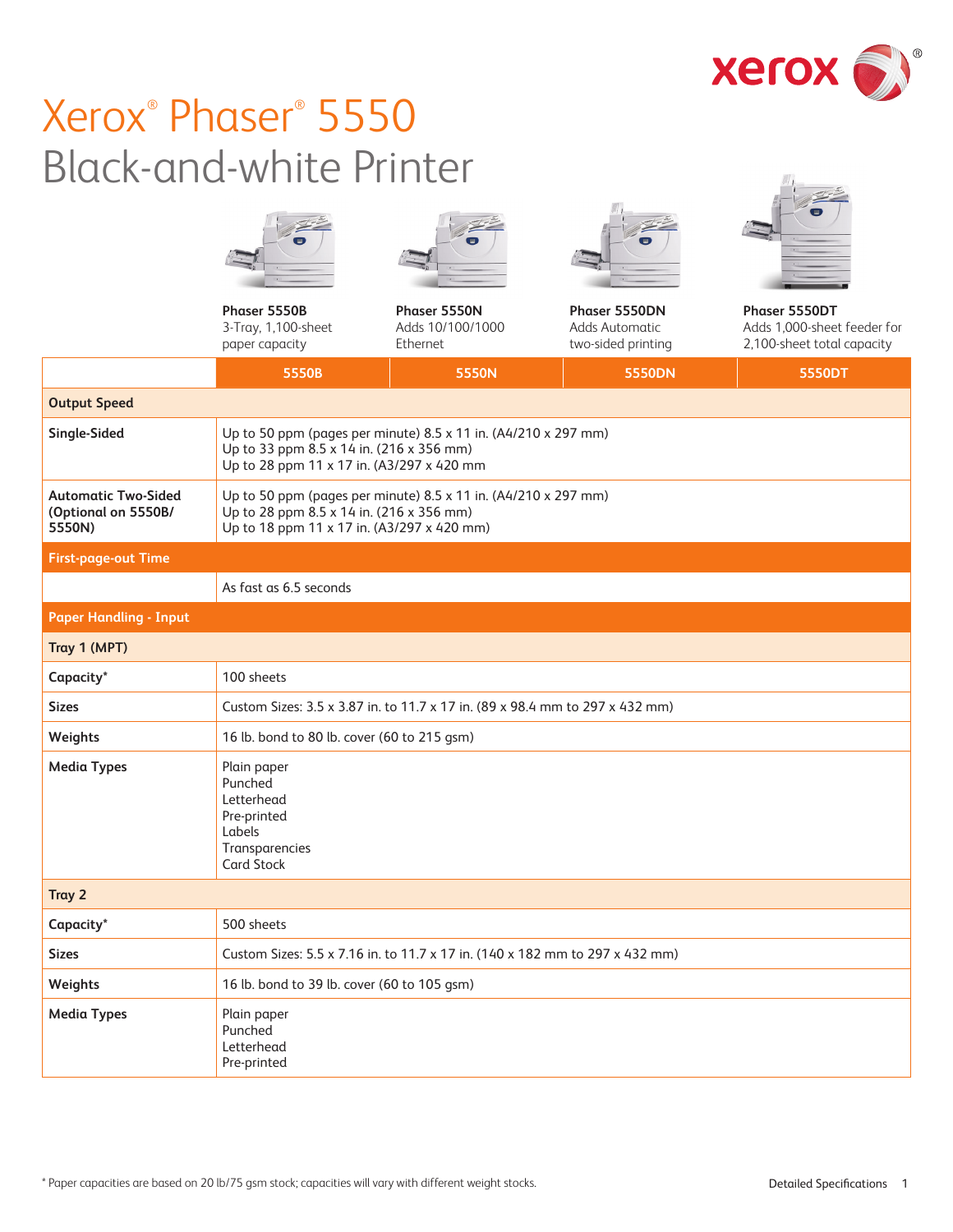# Xerox® Phaser® 5550

## Black-and-white Printer

| | Phaser 5550B | Phaser 5550N | Phaser 5550DN | Phaser 5550DT |
|---|---|---|---|---|
| | 3-Tray, 1,100-sheet paper capacity | Adds 10/100/1000 Ethernet | Adds Automatic two-sided printing | Adds 1,000-sheet feeder for 2,100-sheet total capacity |

| | 5550B | 5550N | 5550DN | 5550DT |
|---|---|---|---|---|
| **Output Speed** | | | | |
| **Single-Sided** | Up to 50 ppm (pages per minute) 8.5 x 11 in. (A4/210 x 297 mm)<br>Up to 33 ppm 8.5 x 14 in. (216 x 356 mm)<br>Up to 28 ppm 11 x 17 in. (A3/297 x 420 mm | | | |
| **Automatic Two-Sided (Optional on 5550B/ 5550N)** | Up to 50 ppm (pages per minute) 8.5 x 11 in. (A4/210 x 297 mm)<br>Up to 28 ppm 8.5 x 14 in. (216 x 356 mm)<br>Up to 18 ppm 11 x 17 in. (A3/297 x 420 mm) | | | |
| **First-page-out Time** | | | | |
| | As fast as 6.5 seconds | | | |
| **Paper Handling - Input** | | | | |
| **Tray 1 (MPT)** | | | | |
| **Capacity*** | 100 sheets | | | |
| **Sizes** | Custom Sizes: 3.5 x 3.87 in. to 11.7 x 17 in. (89 x 98.4 mm to 297 x 432 mm) | | | |
| **Weights** | 16 lb. bond to 80 lb. cover (60 to 215 gsm) | | | |
| **Media Types** | Plain paper<br>Punched<br>Letterhead<br>Pre-printed<br>Labels<br>Transparencies<br>Card Stock | | | |
| **Tray 2** | | | | |
| **Capacity*** | 500 sheets | | | |
| **Sizes** | Custom Sizes: 5.5 x 7.16 in. to 11.7 x 17 in. (140 x 182 mm to 297 x 432 mm) | | | |
| **Weights** | 16 lb. bond to 39 lb. cover (60 to 105 gsm) | | | |
| **Media Types** | Plain paper<br>Punched<br>Letterhead<br>Pre-printed | | | |

* Paper capacities are based on 20 lb/75 gsm stock; capacities will vary with different weight stocks.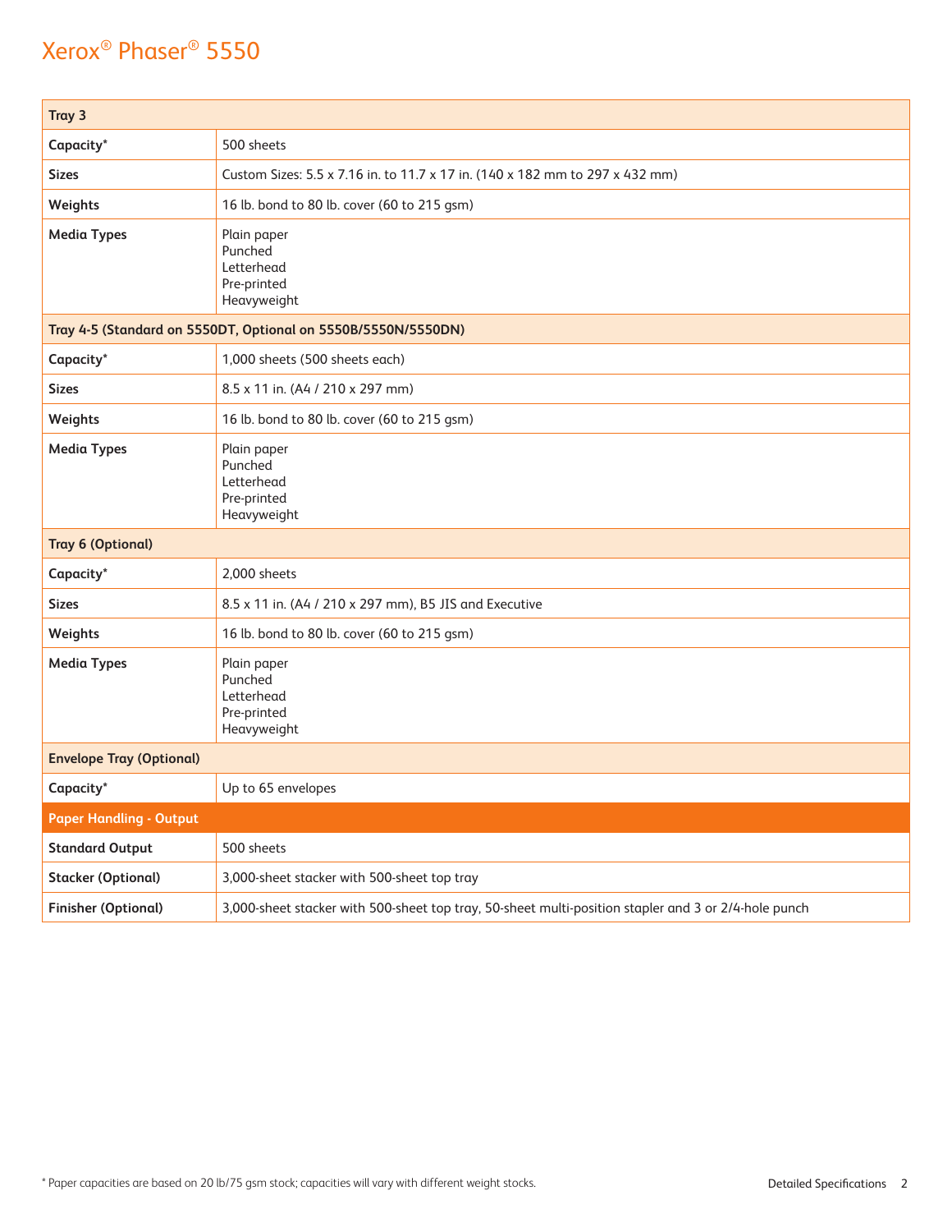| Tray 3 | |
|---|---|
| **Capacity*** | 500 sheets |
| **Sizes** | Custom Sizes: 5.5 x 7.16 in. to 11.7 x 17 in. (140 x 182 mm to 297 x 432 mm) |
| **Weights** | 16 lb. bond to 80 lb. cover (60 to 215 gsm) |
| **Media Types** | Plain paper<br>Punched<br>Letterhead<br>Pre-printed<br>Heavyweight |
| **Tray 4-5 (Standard on 5550DT, Optional on 5550B/5550N/5550DN)** | |
| **Capacity*** | 1,000 sheets (500 sheets each) |
| **Sizes** | 8.5 x 11 in. (A4 / 210 x 297 mm) |
| **Weights** | 16 lb. bond to 80 lb. cover (60 to 215 gsm) |
| **Media Types** | Plain paper<br>Punched<br>Letterhead<br>Pre-printed<br>Heavyweight |
| **Tray 6 (Optional)** | |
| **Capacity*** | 2,000 sheets |
| **Sizes** | 8.5 x 11 in. (A4 / 210 x 297 mm), B5 JIS and Executive |
| **Weights** | 16 lb. bond to 80 lb. cover (60 to 215 gsm) |
| **Media Types** | Plain paper<br>Punched<br>Letterhead<br>Pre-printed<br>Heavyweight |
| **Envelope Tray (Optional)** | |
| **Capacity*** | Up to 65 envelopes |
| **Paper Handling - Output** | |
| **Standard Output** | 500 sheets |
| **Stacker (Optional)** | 3,000-sheet stacker with 500-sheet top tray |
| **Finisher (Optional)** | 3,000-sheet stacker with 500-sheet top tray, 50-sheet multi-position stapler and 3 or 2/4-hole punch |

* Paper capacities are based on 20 lb/75 gsm stock; capacities will vary with different weight stocks.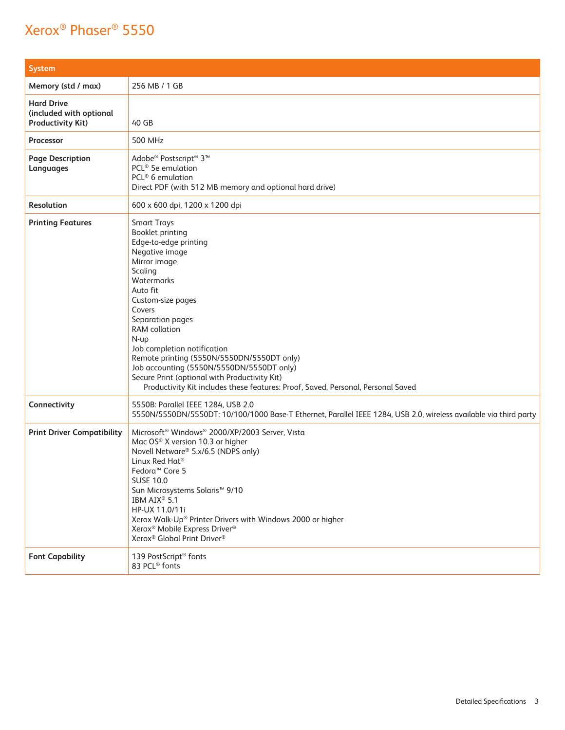# Xerox® Phaser® 5550

| System | |
|---|---|
| **Memory (std / max)** | 256 MB / 1 GB |
| **Hard Drive (included with optional Productivity Kit)** | 40 GB |
| **Processor** | 500 MHz |
| **Page Description Languages** | Adobe® Postscript® 3™<br>PCL® 5e emulation<br>PCL® 6 emulation<br>Direct PDF (with 512 MB memory and optional hard drive) |
| **Resolution** | 600 x 600 dpi, 1200 x 1200 dpi |
| **Printing Features** | Smart Trays<br>Booklet printing<br>Edge-to-edge printing<br>Negative image<br>Mirror image<br>Scaling<br>Watermarks<br>Auto fit<br>Custom-size pages<br>Covers<br>Separation pages<br>RAM collation<br>N-up<br>Job completion notification<br>Remote printing (5550N/5550DN/5550DT only)<br>Job accounting (5550N/5550DN/5550DT only)<br>Secure Print (optional with Productivity Kit)<br>Productivity Kit includes these features: Proof, Saved, Personal, Personal Saved |
| **Connectivity** | 5550B: Parallel IEEE 1284, USB 2.0<br>5550N/5550DN/5550DT: 10/100/1000 Base-T Ethernet, Parallel IEEE 1284, USB 2.0, wireless available via third party |
| **Print Driver Compatibility** | Microsoft® Windows® 2000/XP/2003 Server, Vista<br>Mac OS® X version 10.3 or higher<br>Novell Netware® 5.x/6.5 (NDPS only)<br>Linux Red Hat®<br>Fedora™ Core 5<br>SUSE 10.0<br>Sun Microsystems Solaris™ 9/10<br>IBM AIX® 5.1<br>HP-UX 11.0/11i<br>Xerox Walk-Up® Printer Drivers with Windows 2000 or higher<br>Xerox® Mobile Express Driver®<br>Xerox® Global Print Driver® |
| **Font Capability** | 139 PostScript® fonts<br>83 PCL® fonts |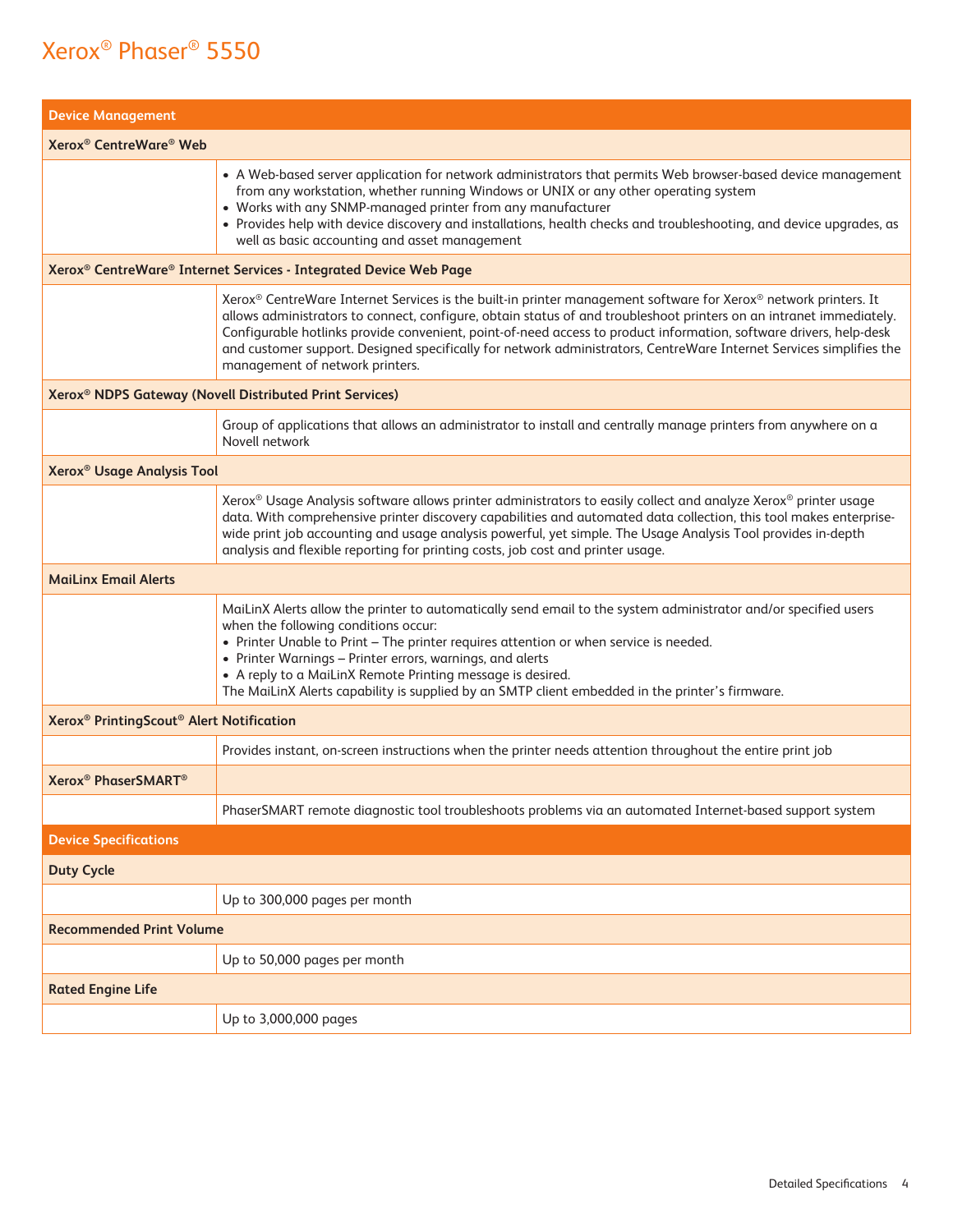# Xerox® Phaser® 5550

## Device Management

### Xerox® CentreWare® Web

- A Web-based server application for network administrators that permits Web browser-based device management from any workstation, whether running Windows or UNIX or any other operating system
- Works with any SNMP-managed printer from any manufacturer
- Provides help with device discovery and installations, health checks and troubleshooting, and device upgrades, as well as basic accounting and asset management

### Xerox® CentreWare® Internet Services - Integrated Device Web Page

Xerox® CentreWare Internet Services is the built-in printer management software for Xerox® network printers. It allows administrators to connect, configure, obtain status of and troubleshoot printers on an intranet immediately. Configurable hotlinks provide convenient, point-of-need access to product information, software drivers, help-desk and customer support. Designed specifically for network administrators, CentreWare Internet Services simplifies the management of network printers.

### Xerox® NDPS Gateway (Novell Distributed Print Services)

Group of applications that allows an administrator to install and centrally manage printers from anywhere on a Novell network

### Xerox® Usage Analysis Tool

Xerox® Usage Analysis software allows printer administrators to easily collect and analyze Xerox® printer usage data. With comprehensive printer discovery capabilities and automated data collection, this tool makes enterprise-wide print job accounting and usage analysis powerful, yet simple. The Usage Analysis Tool provides in-depth analysis and flexible reporting for printing costs, job cost and printer usage.

### MaiLinx Email Alerts

MaiLinX Alerts allow the printer to automatically send email to the system administrator and/or specified users when the following conditions occur:

- Printer Unable to Print – The printer requires attention or when service is needed.
- Printer Warnings – Printer errors, warnings, and alerts
- A reply to a MaiLinX Remote Printing message is desired.

The MaiLinX Alerts capability is supplied by an SMTP client embedded in the printer's firmware.

### Xerox® PrintingScout® Alert Notification

Provides instant, on-screen instructions when the printer needs attention throughout the entire print job

### Xerox® PhaserSMART®

PhaserSMART remote diagnostic tool troubleshoots problems via an automated Internet-based support system

## Device Specifications

### Duty Cycle

Up to 300,000 pages per month

### Recommended Print Volume

Up to 50,000 pages per month

### Rated Engine Life

Up to 3,000,000 pages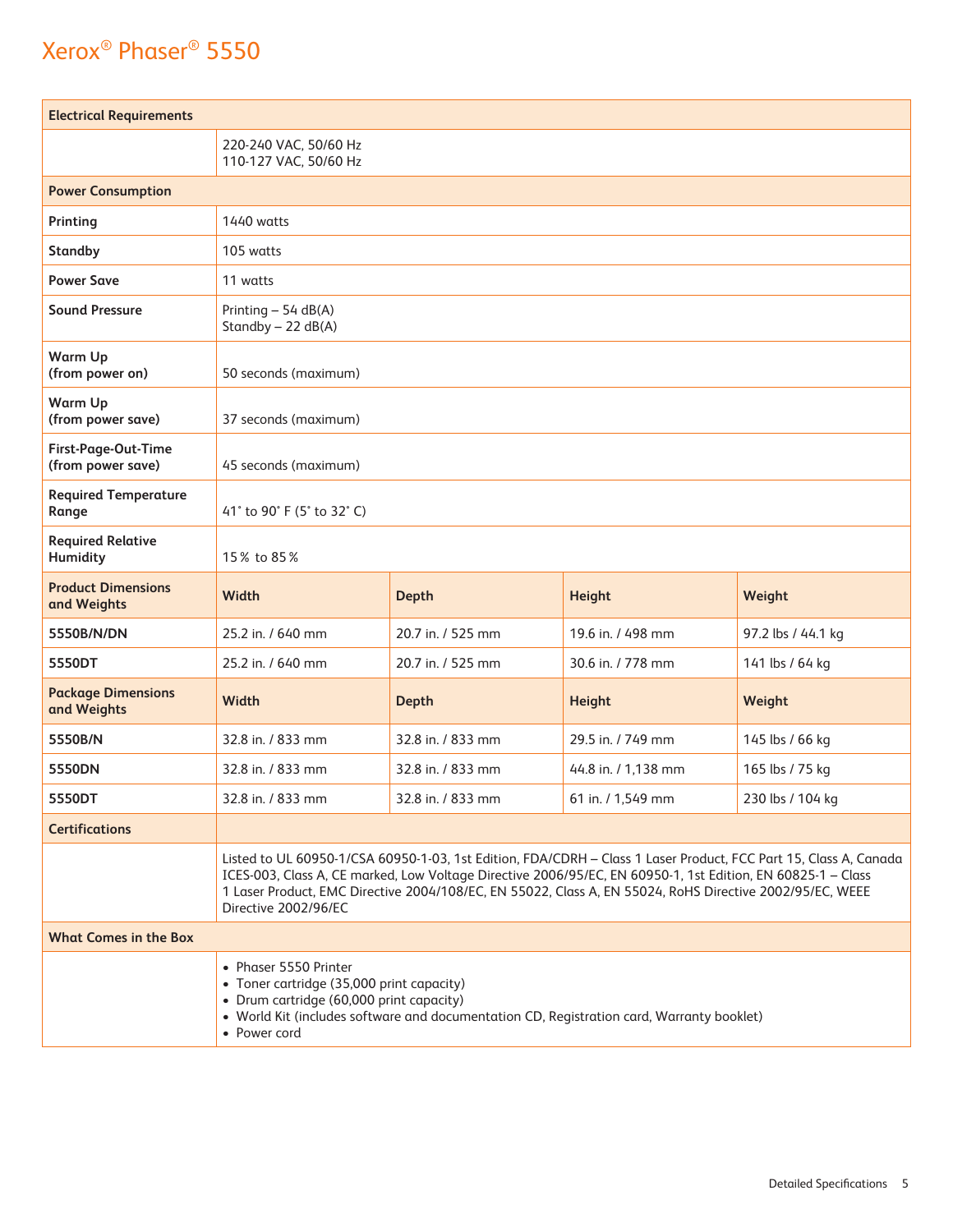# Xerox® Phaser® 5550

| Electrical Requirements | | | | |
|---|---|---|---|---|
| | 220-240 VAC, 50/60 Hz<br>110-127 VAC, 50/60 Hz | | | |
| **Power Consumption** | | | | |
| **Printing** | 1440 watts | | | |
| **Standby** | 105 watts | | | |
| **Power Save** | 11 watts | | | |
| **Sound Pressure** | Printing – 54 dB(A)<br>Standby – 22 dB(A) | | | |
| **Warm Up (from power on)** | 50 seconds (maximum) | | | |
| **Warm Up (from power save)** | 37 seconds (maximum) | | | |
| **First-Page-Out-Time (from power save)** | 45 seconds (maximum) | | | |
| **Required Temperature Range** | 41˚ to 90˚ F (5˚ to 32˚ C) | | | |
| **Required Relative Humidity** | 15% to 85% | | | |
| **Product Dimensions and Weights** | **Width** | **Depth** | **Height** | **Weight** |
| **5550B/N/DN** | 25.2 in. / 640 mm | 20.7 in. / 525 mm | 19.6 in. / 498 mm | 97.2 lbs / 44.1 kg |
| **5550DT** | 25.2 in. / 640 mm | 20.7 in. / 525 mm | 30.6 in. / 778 mm | 141 lbs / 64 kg |
| **Package Dimensions and Weights** | **Width** | **Depth** | **Height** | **Weight** |
| **5550B/N** | 32.8 in. / 833 mm | 32.8 in. / 833 mm | 29.5 in. / 749 mm | 145 lbs / 66 kg |
| **5550DN** | 32.8 in. / 833 mm | 32.8 in. / 833 mm | 44.8 in. / 1,138 mm | 165 lbs / 75 kg |
| **5550DT** | 32.8 in. / 833 mm | 32.8 in. / 833 mm | 61 in. / 1,549 mm | 230 lbs / 104 kg |
| **Certifications** | | | | |
| | Listed to UL 60950-1/CSA 60950-1-03, 1st Edition, FDA/CDRH – Class 1 Laser Product, FCC Part 15, Class A, Canada ICES-003, Class A, CE marked, Low Voltage Directive 2006/95/EC, EN 60950-1, 1st Edition, EN 60825-1 – Class 1 Laser Product, EMC Directive 2004/108/EC, EN 55022, Class A, EN 55024, RoHS Directive 2002/95/EC, WEEE Directive 2002/96/EC | | | |
| **What Comes in the Box** | | | | |
| | • Phaser 5550 Printer<br>• Toner cartridge (35,000 print capacity)<br>• Drum cartridge (60,000 print capacity)<br>• World Kit (includes software and documentation CD, Registration card, Warranty booklet)<br>• Power cord | | | |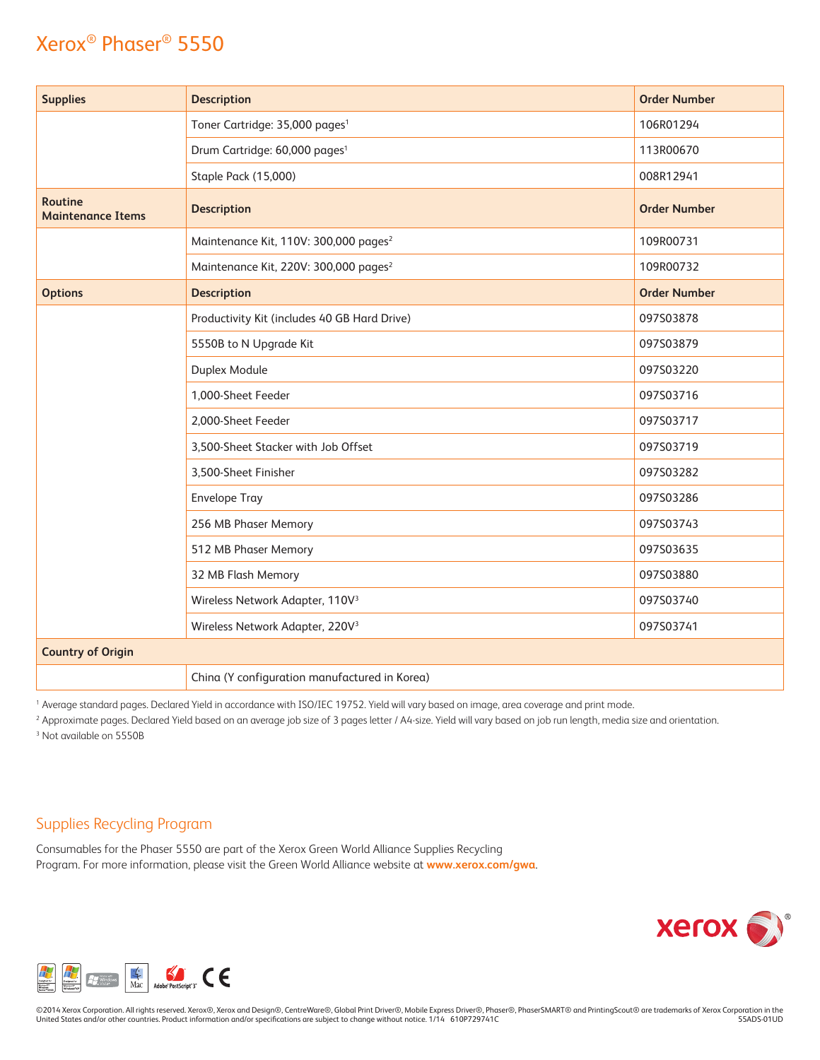# Xerox® Phaser® 5550

| Supplies | Description | Order Number |
|---|---|---|
| | Toner Cartridge: 35,000 pages[1] | 106R01294 |
| | Drum Cartridge: 60,000 pages[1] | 113R00670 |
| | Staple Pack (15,000) | 008R12941 |
| **Routine Maintenance Items** | **Description** | **Order Number** |
| | Maintenance Kit, 110V: 300,000 pages[2] | 109R00731 |
| | Maintenance Kit, 220V: 300,000 pages[2] | 109R00732 |
| **Options** | **Description** | **Order Number** |
| | Productivity Kit (includes 40 GB Hard Drive) | 097S03878 |
| | 5550B to N Upgrade Kit | 097S03879 |
| | Duplex Module | 097S03220 |
| | 1,000-Sheet Feeder | 097S03716 |
| | 2,000-Sheet Feeder | 097S03717 |
| | 3,500-Sheet Stacker with Job Offset | 097S03719 |
| | 3,500-Sheet Finisher | 097S03282 |
| | Envelope Tray | 097S03286 |
| | 256 MB Phaser Memory | 097S03743 |
| | 512 MB Phaser Memory | 097S03635 |
| | 32 MB Flash Memory | 097S03880 |
| | Wireless Network Adapter, 110V[3] | 097S03740 |
| | Wireless Network Adapter, 220V[3] | 097S03741 |
| **Country of Origin** | | |
| | China (Y configuration manufactured in Korea) | |

[1] Average standard pages. Declared Yield in accordance with ISO/IEC 19752. Yield will vary based on image, area coverage and print mode.

[2] Approximate pages. Declared Yield based on an average job size of 3 pages letter / A4-size. Yield will vary based on job run length, media size and orientation.

[3] Not available on 5550B

## Supplies Recycling Program

Consumables for the Phaser 5550 are part of the Xerox Green World Alliance Supplies Recycling Program. For more information, please visit the Green World Alliance website at **www.xerox.com/gwa**.

©2014 Xerox Corporation. All rights reserved. Xerox®, Xerox and Design®, CentreWare®, Global Print Driver®, Mobile Express Driver®, Phaser®, PhaserSMART® and PrintingScout® are trademarks of Xerox Corporation in the United States and/or other countries. Product information and/or specifications are subject to change without notice. 1/14 610P729741C 55ADS-01UD